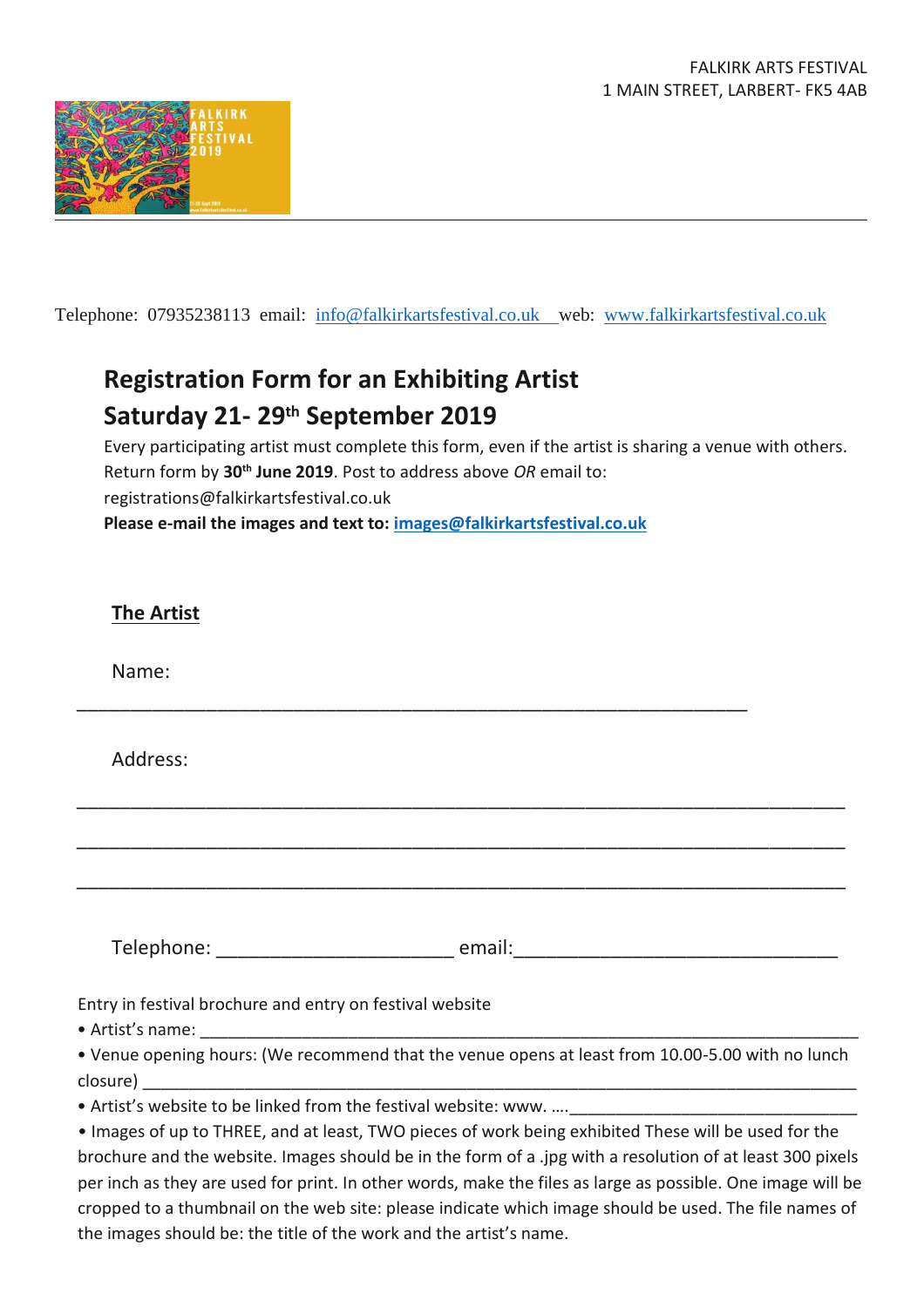FALKIRK ARTS FESTIVAL
1 MAIN STREET, LARBERT- FK5 4AB

Telephone: 07935238113 email: info@falkirkartsfestival.co.uk web: www.falkirkartsfestival.co.uk

## Registration Form for an Exhibiting Artist

## Saturday 21- 29th September 2019

Every participating artist must complete this form, even if the artist is sharing a venue with others.
Return form by **30th June 2019**. Post to address above *OR* email to:
registrations@falkirkartsfestival.co.uk
**Please e-mail the images and text to: images@falkirkartsfestival.co.uk**

### The Artist

Name:

________________________________________________________________

Address:

________________________________________________________________

________________________________________________________________

________________________________________________________________

Telephone: ______________________ email:______________________________

Entry in festival brochure and entry on festival website

- Artist's name: ______________________________________________________________
- Venue opening hours: (We recommend that the venue opens at least from 10.00-5.00 with no lunch closure) ______________________________________________________________
- Artist's website to be linked from the festival website: www. ….______________________________
- Images of up to THREE, and at least, TWO pieces of work being exhibited These will be used for the brochure and the website. Images should be in the form of a .jpg with a resolution of at least 300 pixels per inch as they are used for print. In other words, make the files as large as possible. One image will be cropped to a thumbnail on the web site: please indicate which image should be used. The file names of the images should be: the title of the work and the artist's name.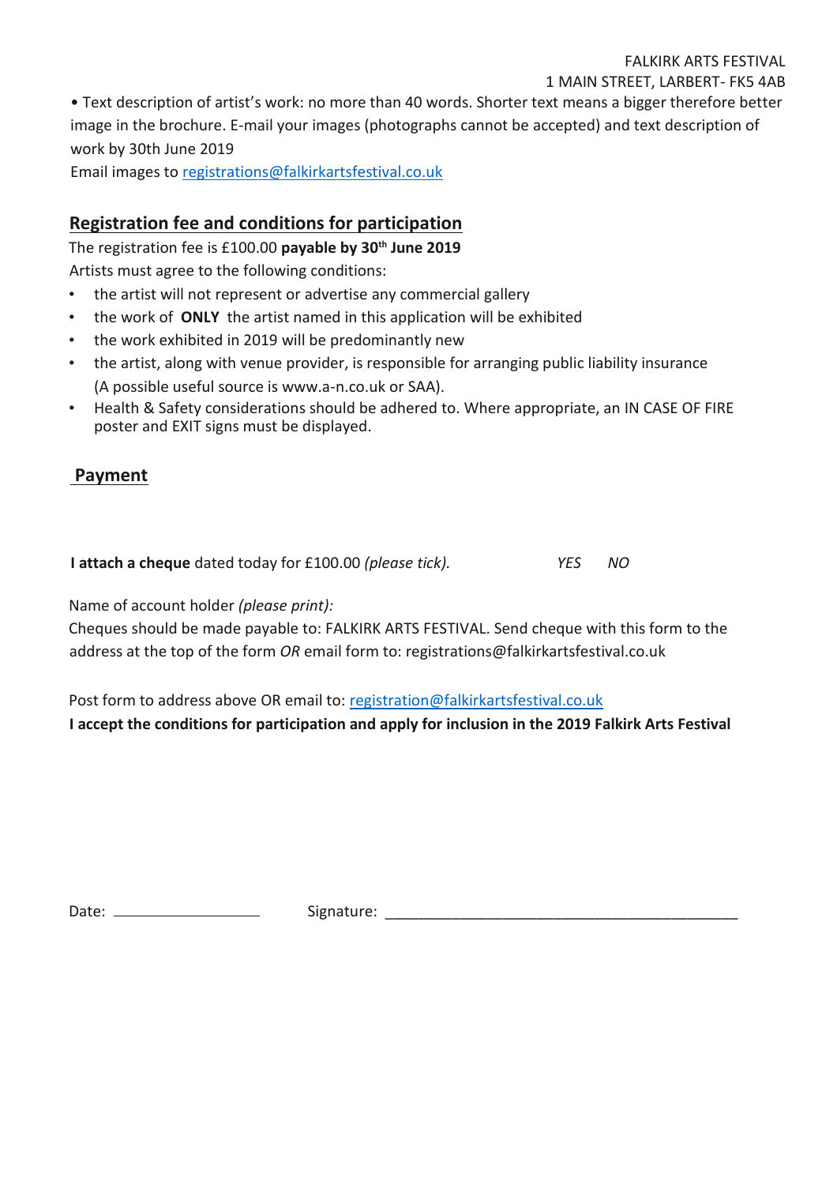FALKIRK ARTS FESTIVAL
1 MAIN STREET, LARBERT- FK5 4AB

• Text description of artist's work: no more than 40 words. Shorter text means a bigger therefore better image in the brochure. E-mail your images (photographs cannot be accepted) and text description of work by 30th June 2019

Email images to registrations@falkirkartsfestival.co.uk

## Registration fee and conditions for participation

The registration fee is £100.00 **payable by 30th June 2019**

Artists must agree to the following conditions:

- the artist will not represent or advertise any commercial gallery
- the work of **ONLY** the artist named in this application will be exhibited
- the work exhibited in 2019 will be predominantly new
- the artist, along with venue provider, is responsible for arranging public liability insurance (A possible useful source is www.a-n.co.uk or SAA).
- Health & Safety considerations should be adhered to. Where appropriate, an IN CASE OF FIRE poster and EXIT signs must be displayed.

## Payment

**I attach a cheque** dated today for £100.00 *(please tick).* *YES* *NO*

Name of account holder *(please print):*

Cheques should be made payable to: FALKIRK ARTS FESTIVAL. Send cheque with this form to the address at the top of the form *OR* email form to: registrations@falkirkartsfestival.co.uk

Post form to address above OR email to: registration@falkirkartsfestival.co.uk

**I accept the conditions for participation and apply for inclusion in the 2019 Falkirk Arts Festival**

Date: ________________ Signature: ____________________________________________